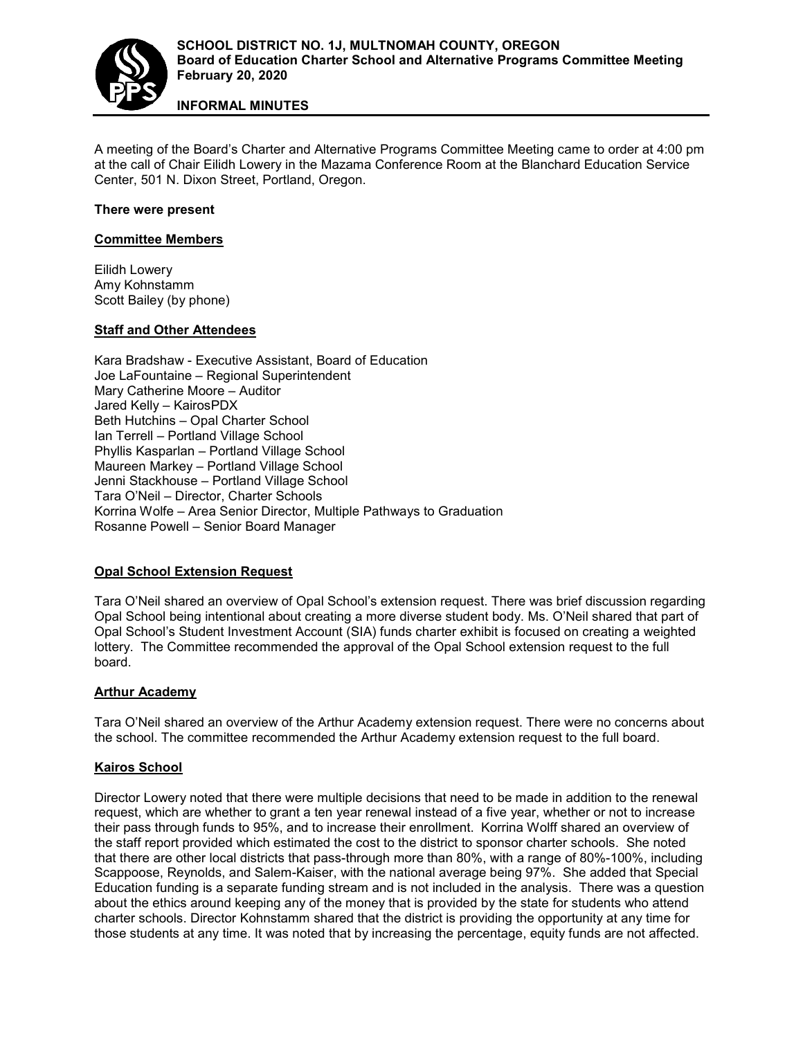**SCHOOL DISTRICT NO. 1J, MULTNOMAH COUNTY, OREGON**
**Board of Education Charter School and Alternative Programs Committee Meeting**
**February 20, 2020**

**INFORMAL MINUTES**

A meeting of the Board's Charter and Alternative Programs Committee Meeting came to order at 4:00 pm at the call of Chair Eilidh Lowery in the Mazama Conference Room at the Blanchard Education Service Center, 501 N. Dixon Street, Portland, Oregon.

**There were present**

**Committee Members**

Eilidh Lowery
Amy Kohnstamm
Scott Bailey (by phone)

**Staff and Other Attendees**

Kara Bradshaw - Executive Assistant, Board of Education
Joe LaFountaine – Regional Superintendent
Mary Catherine Moore – Auditor
Jared Kelly – KairosPDX
Beth Hutchins – Opal Charter School
Ian Terrell – Portland Village School
Phyllis Kasparlan – Portland Village School
Maureen Markey – Portland Village School
Jenni Stackhouse – Portland Village School
Tara O'Neil – Director, Charter Schools
Korrina Wolfe – Area Senior Director, Multiple Pathways to Graduation
Rosanne Powell – Senior Board Manager

**Opal School Extension Request**

Tara O'Neil shared an overview of Opal School's extension request. There was brief discussion regarding Opal School being intentional about creating a more diverse student body. Ms. O'Neil shared that part of Opal School's Student Investment Account (SIA) funds charter exhibit is focused on creating a weighted lottery. The Committee recommended the approval of the Opal School extension request to the full board.

**Arthur Academy**

Tara O'Neil shared an overview of the Arthur Academy extension request. There were no concerns about the school. The committee recommended the Arthur Academy extension request to the full board.

**Kairos School**

Director Lowery noted that there were multiple decisions that need to be made in addition to the renewal request, which are whether to grant a ten year renewal instead of a five year, whether or not to increase their pass through funds to 95%, and to increase their enrollment. Korrina Wolff shared an overview of the staff report provided which estimated the cost to the district to sponsor charter schools. She noted that there are other local districts that pass-through more than 80%, with a range of 80%-100%, including Scappoose, Reynolds, and Salem-Kaiser, with the national average being 97%. She added that Special Education funding is a separate funding stream and is not included in the analysis. There was a question about the ethics around keeping any of the money that is provided by the state for students who attend charter schools. Director Kohnstamm shared that the district is providing the opportunity at any time for those students at any time. It was noted that by increasing the percentage, equity funds are not affected.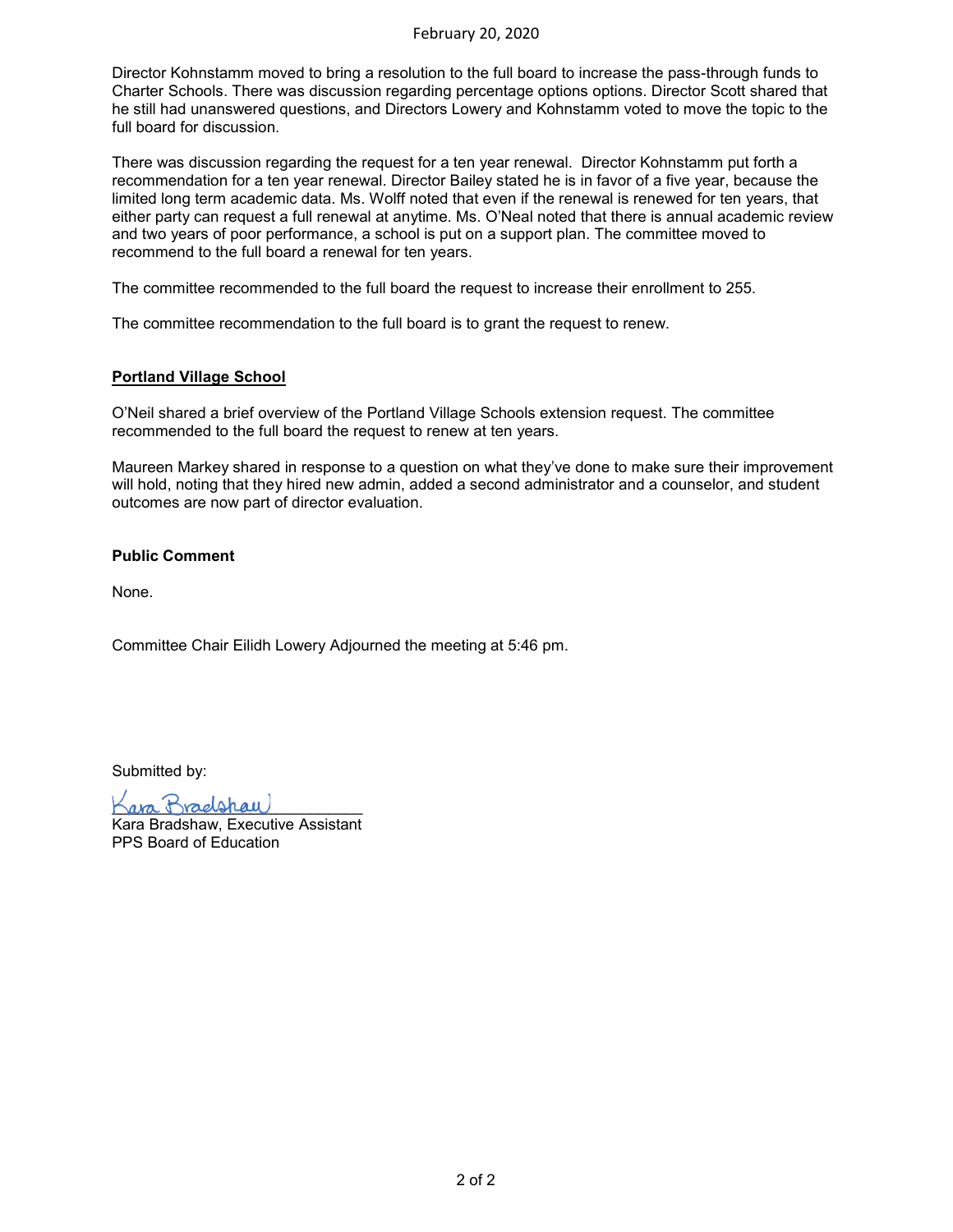February 20, 2020

Director Kohnstamm moved to bring a resolution to the full board to increase the pass-through funds to Charter Schools. There was discussion regarding percentage options options. Director Scott shared that he still had unanswered questions, and Directors Lowery and Kohnstamm voted to move the topic to the full board for discussion.

There was discussion regarding the request for a ten year renewal. Director Kohnstamm put forth a recommendation for a ten year renewal. Director Bailey stated he is in favor of a five year, because the limited long term academic data. Ms. Wolff noted that even if the renewal is renewed for ten years, that either party can request a full renewal at anytime. Ms. O'Neal noted that there is annual academic review and two years of poor performance, a school is put on a support plan. The committee moved to recommend to the full board a renewal for ten years.

The committee recommended to the full board the request to increase their enrollment to 255.

The committee recommendation to the full board is to grant the request to renew.

**Portland Village School**

O'Neil shared a brief overview of the Portland Village Schools extension request. The committee recommended to the full board the request to renew at ten years.

Maureen Markey shared in response to a question on what they've done to make sure their improvement will hold, noting that they hired new admin, added a second administrator and a counselor, and student outcomes are now part of director evaluation.

**Public Comment**

None.

Committee Chair Eilidh Lowery Adjourned the meeting at 5:46 pm.

Submitted by:

Kara Bradshaw

Kara Bradshaw, Executive Assistant
PPS Board of Education